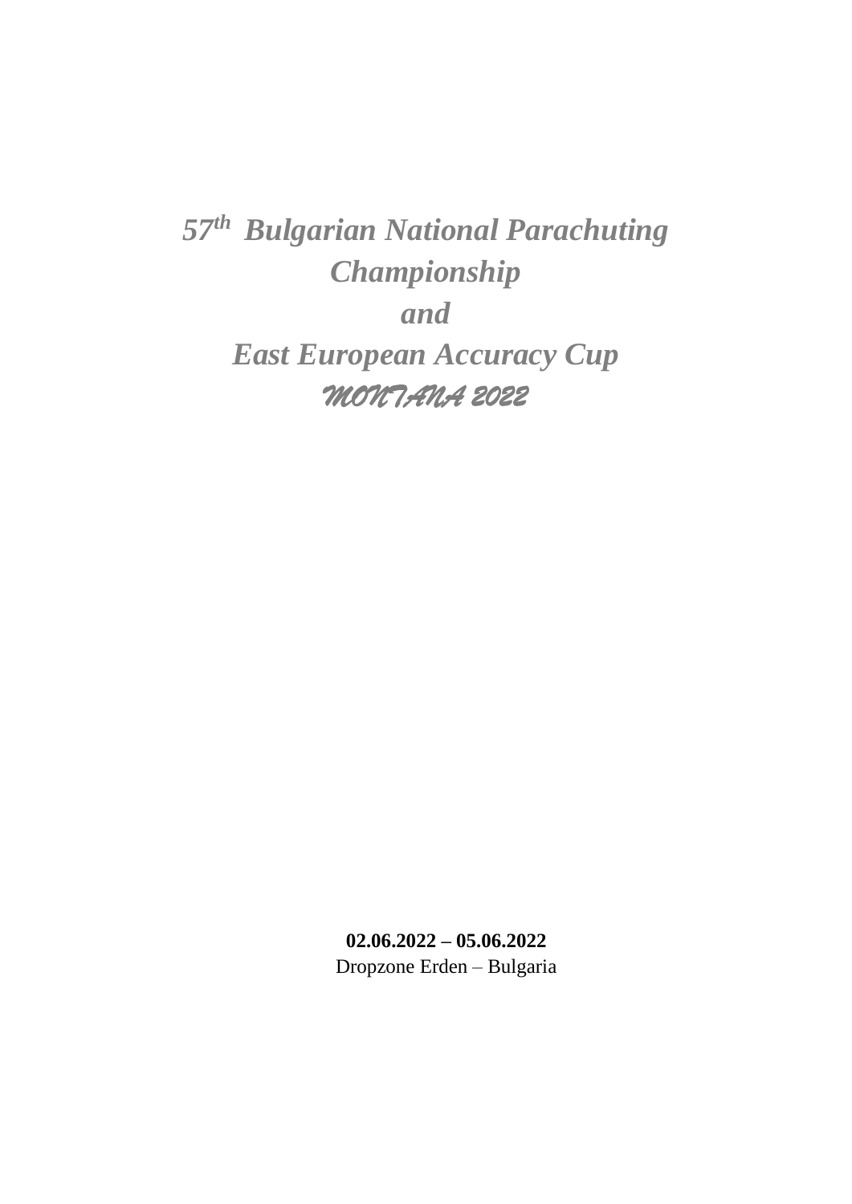# *57th Bulgarian National Parachuting Championship*
# *and*
# *East European Accuracy Cup*
# *MONTANA 2022*

**02.06.2022 – 05.06.2022**

Dropzone Erden – Bulgaria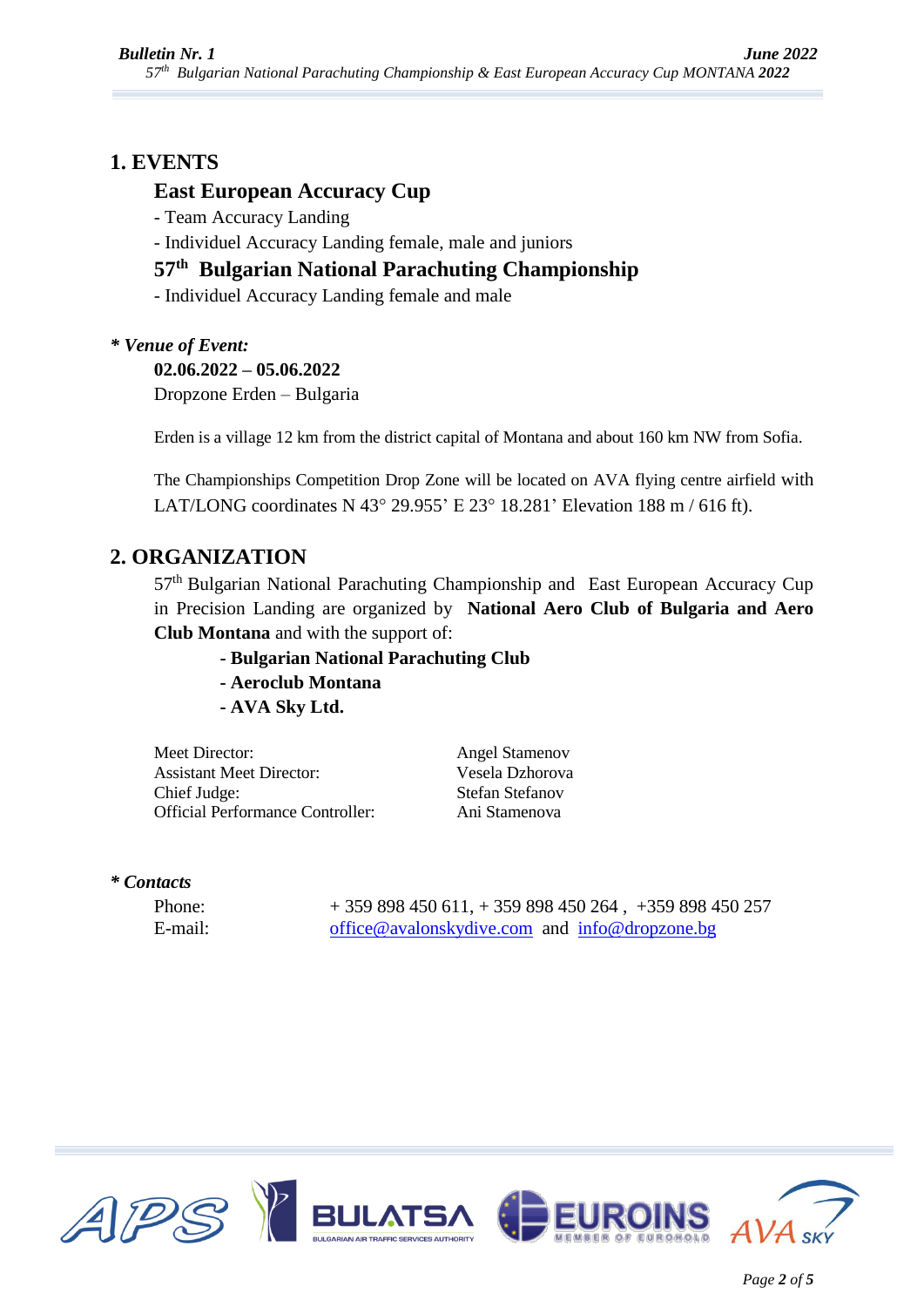# 1. EVENTS

## East European Accuracy Cup

- Team Accuracy Landing
- Individuel Accuracy Landing female, male and juniors

## 57th Bulgarian National Parachuting Championship

- Individuel Accuracy Landing female and male

***\* Venue of Event:***

**02.06.2022 – 05.06.2022**

Dropzone Erden – Bulgaria

Erden is a village 12 km from the district capital of Montana and about 160 km NW from Sofia.

The Championships Competition Drop Zone will be located on AVA flying centre airfield with LAT/LONG coordinates N 43° 29.955' E 23° 18.281' Elevation 188 m / 616 ft).

# 2. ORGANIZATION

57th Bulgarian National Parachuting Championship and East European Accuracy Cup in Precision Landing are organized by **National Aero Club of Bulgaria and Aero Club Montana** and with the support of:

- **Bulgarian National Parachuting Club**
- **Aeroclub Montana**
- **AVA Sky Ltd.**

| | |
|---|---|
| Meet Director: | Angel Stamenov |
| Assistant Meet Director: | Vesela Dzhorova |
| Chief Judge: | Stefan Stefanov |
| Official Performance Controller: | Ani Stamenova |

***\* Contacts***

| | |
|---|---|
| Phone: | + 359 898 450 611, + 359 898 450 264 , +359 898 450 257 |
| E-mail: | office@avalonskydive.com and info@dropzone.bg |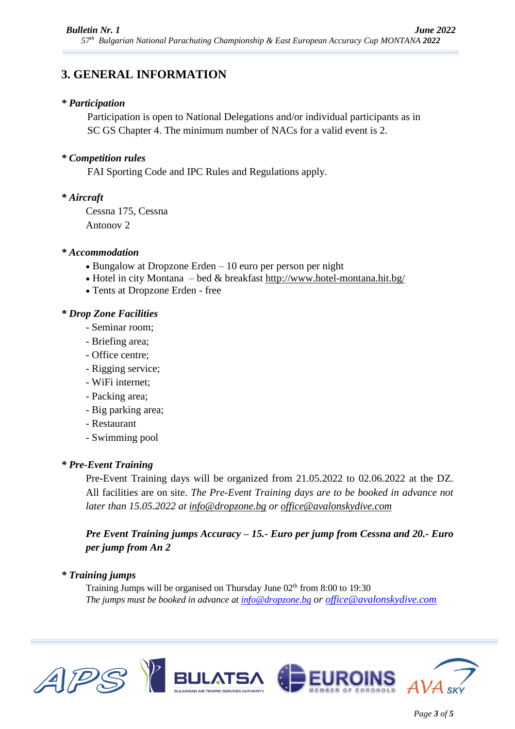## 3. GENERAL INFORMATION

### *\* Participation*

Participation is open to National Delegations and/or individual participants as in SC GS Chapter 4. The minimum number of NACs for a valid event is 2.

### *\* Competition rules*

FAI Sporting Code and IPC Rules and Regulations apply.

### *\* Aircraft*

Cessna 175, Cessna
Antonov 2

### *\* Accommodation*

- Bungalow at Dropzone Erden – 10 euro per person per night
- Hotel in city Montana – bed & breakfast http://www.hotel-montana.hit.bg/
- Tents at Dropzone Erden - free

### *\* Drop Zone Facilities*

- Seminar room;
- Briefing area;
- Office centre;
- Rigging service;
- WiFi internet;
- Packing area;
- Big parking area;
- Restaurant
- Swimming pool

### *\* Pre-Event Training*

Pre-Event Training days will be organized from 21.05.2022 to 02.06.2022 at the DZ. All facilities are on site. *The Pre-Event Training days are to be booked in advance not later than 15.05.2022 at info@dropzone.bg or office@avalonskydive.com*

***Pre Event Training jumps Accuracy – 15.- Euro per jump from Cessna and 20.- Euro per jump from An 2***

### *\* Training jumps*

Training Jumps will be organised on Thursday June 02[th] from 8:00 to 19:30
*The jumps must be booked in advance at info@dropzone.bg or office@avalonskydive.com*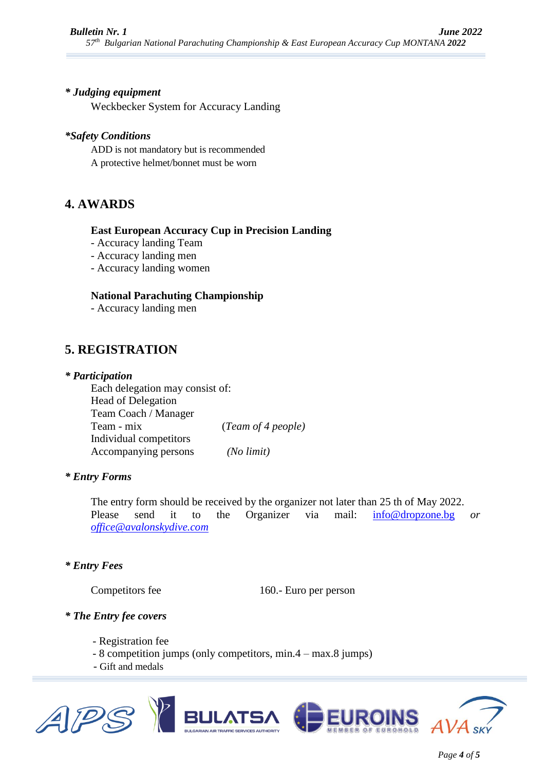***\* Judging equipment***

Weckbecker System for Accuracy Landing

***\*Safety Conditions***

ADD is not mandatory but is recommended
A protective helmet/bonnet must be worn

## 4. AWARDS

**East European Accuracy Cup in Precision Landing**

- Accuracy landing Team
- Accuracy landing men
- Accuracy landing women

**National Parachuting Championship**

- Accuracy landing men

## 5. REGISTRATION

***\* Participation***

Each delegation may consist of:
Head of Delegation
Team Coach / Manager
Team - mix (*Team of 4 people)*
Individual competitors
Accompanying persons *(No limit)*

***\* Entry Forms***

The entry form should be received by the organizer not later than 25 th of May 2022. Please send it to the Organizer via mail: info@dropzone.bg *or office@avalonskydive.com*

***\* Entry Fees***

Competitors fee 160.- Euro per person

***\* The Entry fee covers***

- Registration fee
- 8 competition jumps (only competitors, min.4 – max.8 jumps)
- Gift and medals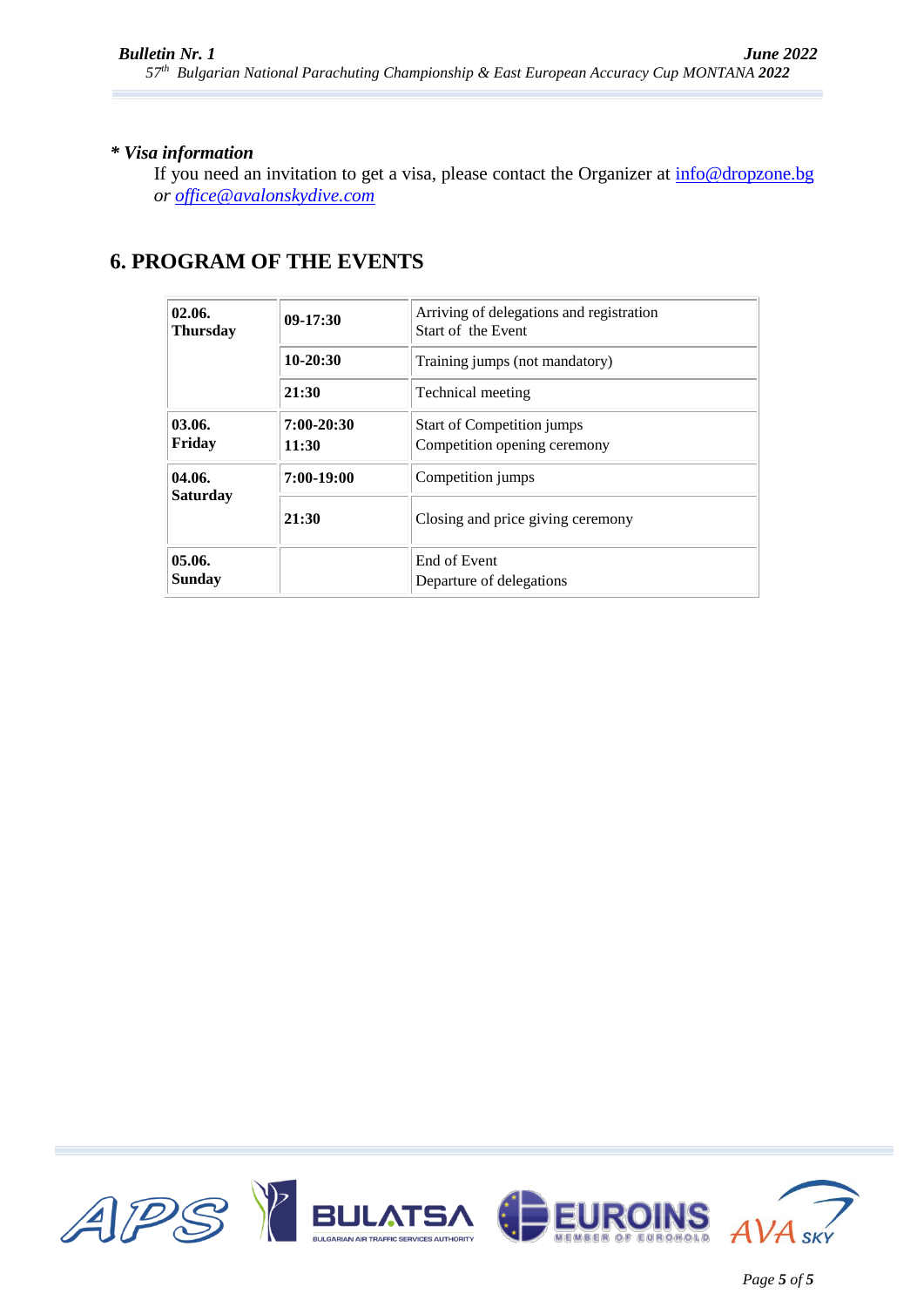***\* Visa information***

If you need an invitation to get a visa, please contact the Organizer at info@dropzone.bg *or office@avalonskydive.com*

## 6. PROGRAM OF THE EVENTS

| | | |
|---|---|---|
| **02.06. Thursday** | **09-17:30** | Arriving of delegations and registration<br>Start of the Event |
| | **10-20:30** | Training jumps (not mandatory) |
| | **21:30** | Technical meeting |
| **03.06. Friday** | **7:00-20:30**<br>**11:30** | Start of Competition jumps<br>Competition opening ceremony |
| **04.06. Saturday** | **7:00-19:00** | Competition jumps |
| | **21:30** | Closing and price giving ceremony |
| **05.06. Sunday** | | End of Event<br>Departure of delegations |